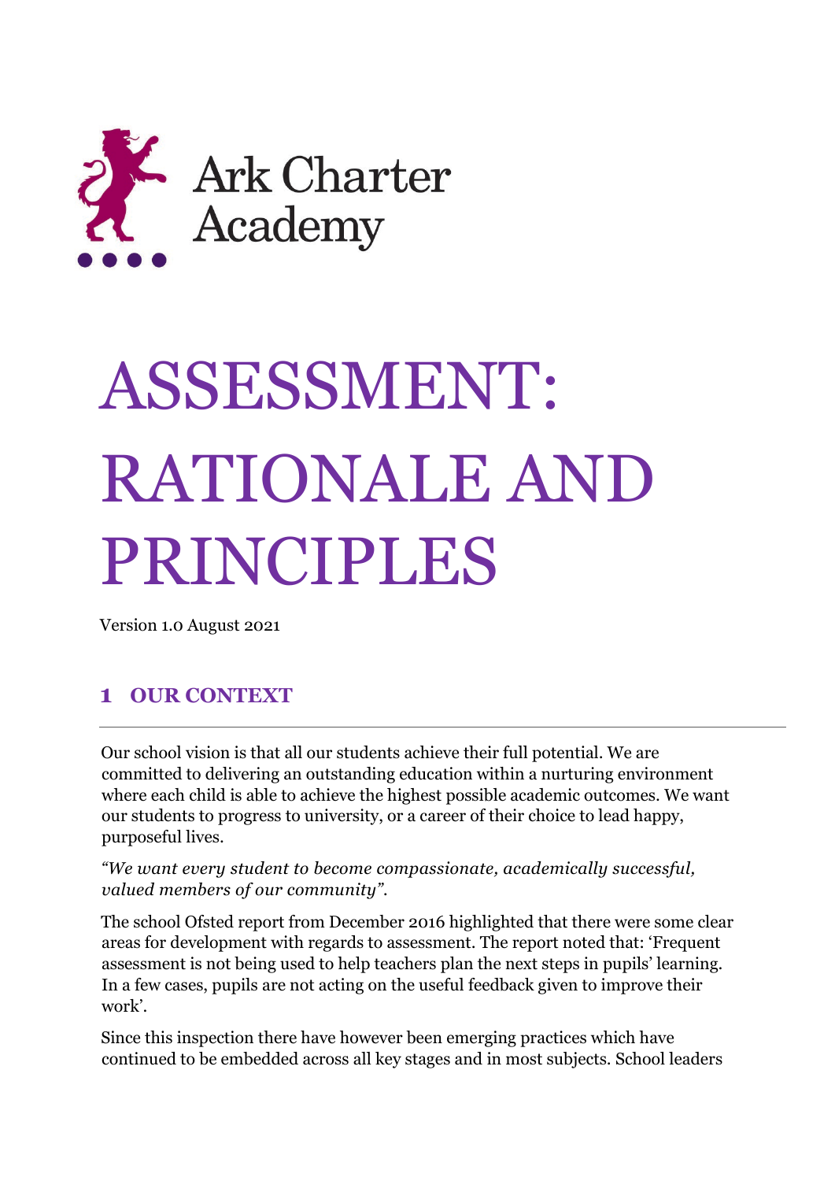Ark Charter Academy

# ASSESSMENT: RATIONALE AND PRINCIPLES

Version 1.0 August 2021

## 1 OUR CONTEXT

Our school vision is that all our students achieve their full potential. We are committed to delivering an outstanding education within a nurturing environment where each child is able to achieve the highest possible academic outcomes. We want our students to progress to university, or a career of their choice to lead happy, purposeful lives.

*"We want every student to become compassionate, academically successful, valued members of our community".*

The school Ofsted report from December 2016 highlighted that there were some clear areas for development with regards to assessment. The report noted that: 'Frequent assessment is not being used to help teachers plan the next steps in pupils' learning. In a few cases, pupils are not acting on the useful feedback given to improve their work'.

Since this inspection there have however been emerging practices which have continued to be embedded across all key stages and in most subjects. School leaders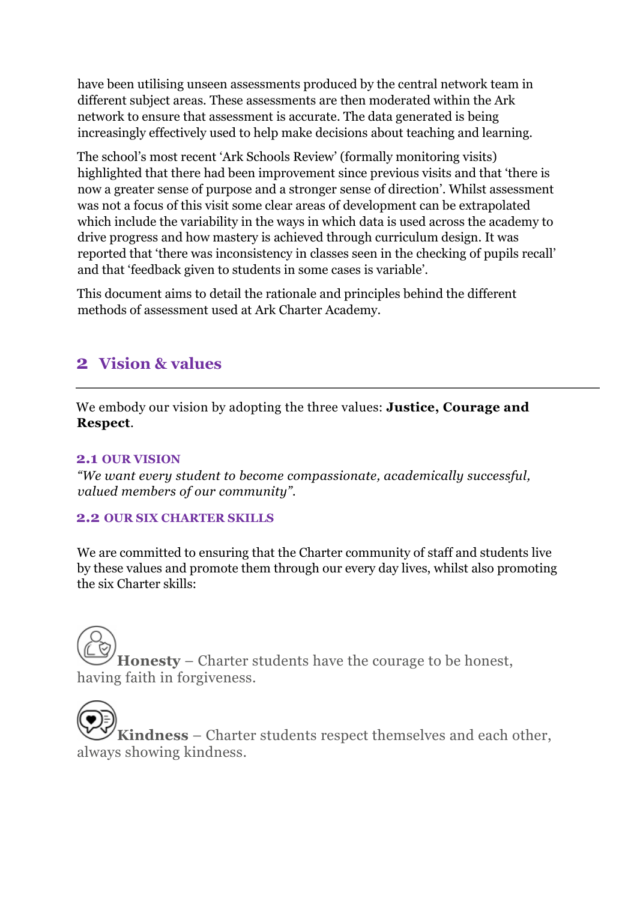have been utilising unseen assessments produced by the central network team in different subject areas. These assessments are then moderated within the Ark network to ensure that assessment is accurate. The data generated is being increasingly effectively used to help make decisions about teaching and learning.

The school's most recent 'Ark Schools Review' (formally monitoring visits) highlighted that there had been improvement since previous visits and that 'there is now a greater sense of purpose and a stronger sense of direction'. Whilst assessment was not a focus of this visit some clear areas of development can be extrapolated which include the variability in the ways in which data is used across the academy to drive progress and how mastery is achieved through curriculum design. It was reported that 'there was inconsistency in classes seen in the checking of pupils recall' and that 'feedback given to students in some cases is variable'.

This document aims to detail the rationale and principles behind the different methods of assessment used at Ark Charter Academy.

## 2 Vision & values

We embody our vision by adopting the three values: **Justice, Courage and Respect**.

### 2.1 OUR VISION

*"We want every student to become compassionate, academically successful, valued members of our community".*

### 2.2 OUR SIX CHARTER SKILLS

We are committed to ensuring that the Charter community of staff and students live by these values and promote them through our every day lives, whilst also promoting the six Charter skills:

**Honesty** – Charter students have the courage to be honest, having faith in forgiveness.

**Kindness** – Charter students respect themselves and each other, always showing kindness.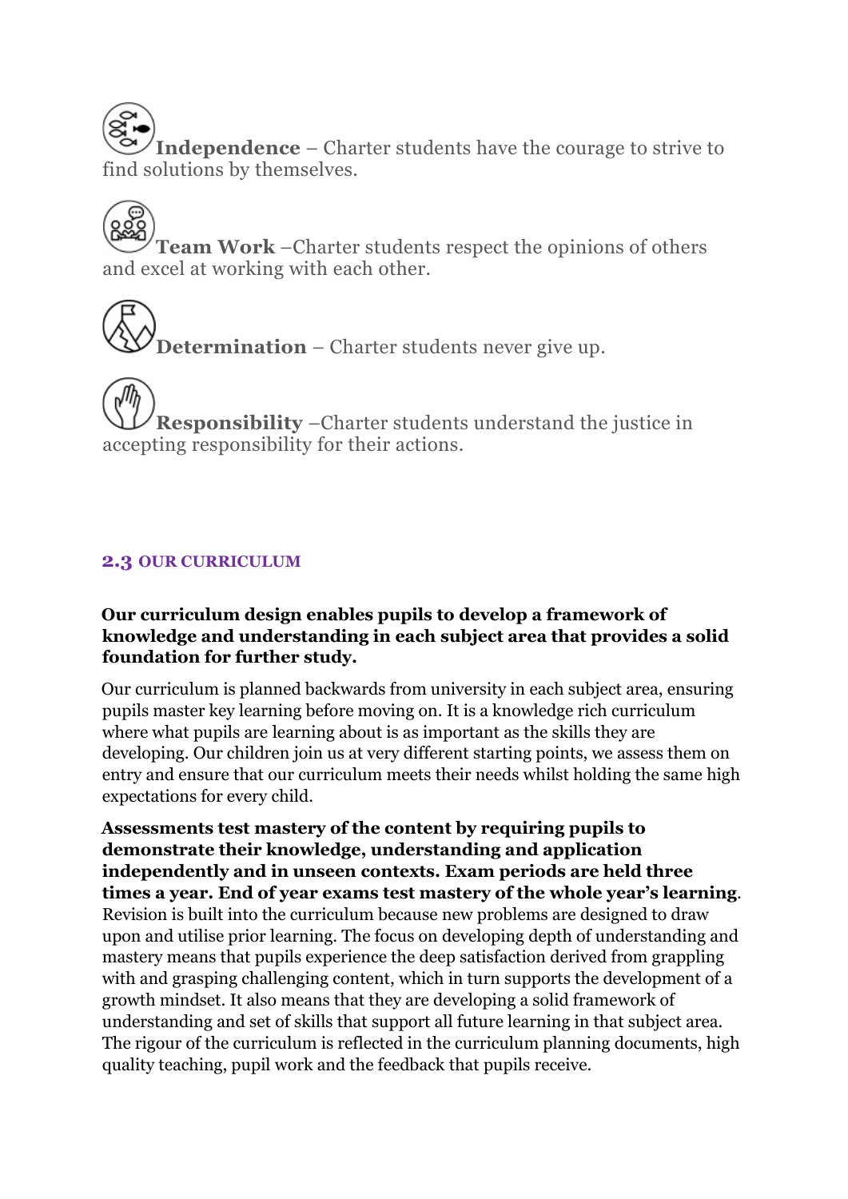**Independence** – Charter students have the courage to strive to find solutions by themselves.

**Team Work** –Charter students respect the opinions of others and excel at working with each other.

**Determination** – Charter students never give up.

**Responsibility** –Charter students understand the justice in accepting responsibility for their actions.

## 2.3 OUR CURRICULUM

**Our curriculum design enables pupils to develop a framework of knowledge and understanding in each subject area that provides a solid foundation for further study.**

Our curriculum is planned backwards from university in each subject area, ensuring pupils master key learning before moving on. It is a knowledge rich curriculum where what pupils are learning about is as important as the skills they are developing. Our children join us at very different starting points, we assess them on entry and ensure that our curriculum meets their needs whilst holding the same high expectations for every child.

**Assessments test mastery of the content by requiring pupils to demonstrate their knowledge, understanding and application independently and in unseen contexts. Exam periods are held three times a year. End of year exams test mastery of the whole year's learning**. Revision is built into the curriculum because new problems are designed to draw upon and utilise prior learning. The focus on developing depth of understanding and mastery means that pupils experience the deep satisfaction derived from grappling with and grasping challenging content, which in turn supports the development of a growth mindset. It also means that they are developing a solid framework of understanding and set of skills that support all future learning in that subject area. The rigour of the curriculum is reflected in the curriculum planning documents, high quality teaching, pupil work and the feedback that pupils receive.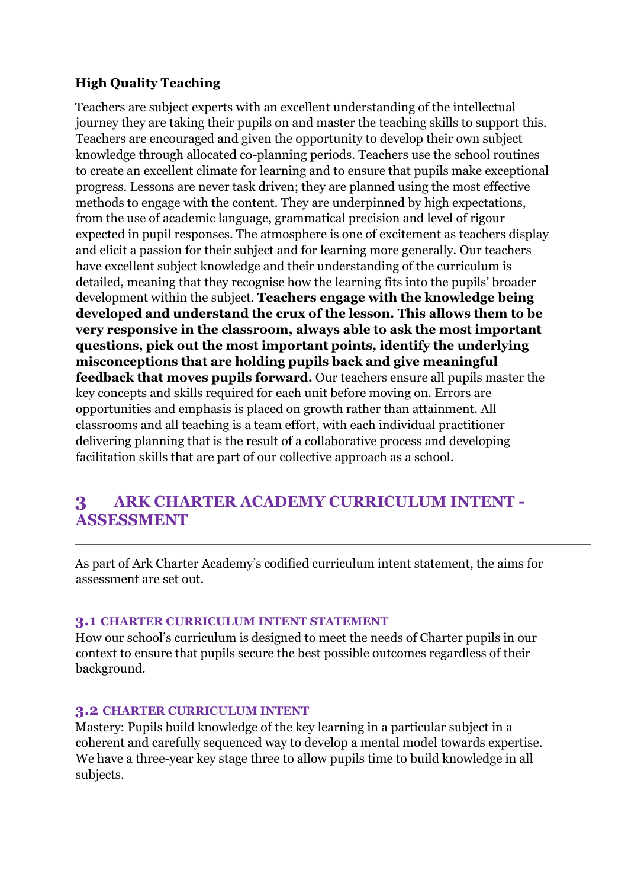**High Quality Teaching**

Teachers are subject experts with an excellent understanding of the intellectual journey they are taking their pupils on and master the teaching skills to support this. Teachers are encouraged and given the opportunity to develop their own subject knowledge through allocated co-planning periods. Teachers use the school routines to create an excellent climate for learning and to ensure that pupils make exceptional progress. Lessons are never task driven; they are planned using the most effective methods to engage with the content. They are underpinned by high expectations, from the use of academic language, grammatical precision and level of rigour expected in pupil responses. The atmosphere is one of excitement as teachers display and elicit a passion for their subject and for learning more generally. Our teachers have excellent subject knowledge and their understanding of the curriculum is detailed, meaning that they recognise how the learning fits into the pupils' broader development within the subject. **Teachers engage with the knowledge being developed and understand the crux of the lesson. This allows them to be very responsive in the classroom, always able to ask the most important questions, pick out the most important points, identify the underlying misconceptions that are holding pupils back and give meaningful feedback that moves pupils forward.** Our teachers ensure all pupils master the key concepts and skills required for each unit before moving on. Errors are opportunities and emphasis is placed on growth rather than attainment. All classrooms and all teaching is a team effort, with each individual practitioner delivering planning that is the result of a collaborative process and developing facilitation skills that are part of our collective approach as a school.

## 3 ARK CHARTER ACADEMY CURRICULUM INTENT - ASSESSMENT

As part of Ark Charter Academy's codified curriculum intent statement, the aims for assessment are set out.

### 3.1 CHARTER CURRICULUM INTENT STATEMENT

How our school's curriculum is designed to meet the needs of Charter pupils in our context to ensure that pupils secure the best possible outcomes regardless of their background.

### 3.2 CHARTER CURRICULUM INTENT

Mastery: Pupils build knowledge of the key learning in a particular subject in a coherent and carefully sequenced way to develop a mental model towards expertise. We have a three-year key stage three to allow pupils time to build knowledge in all subjects.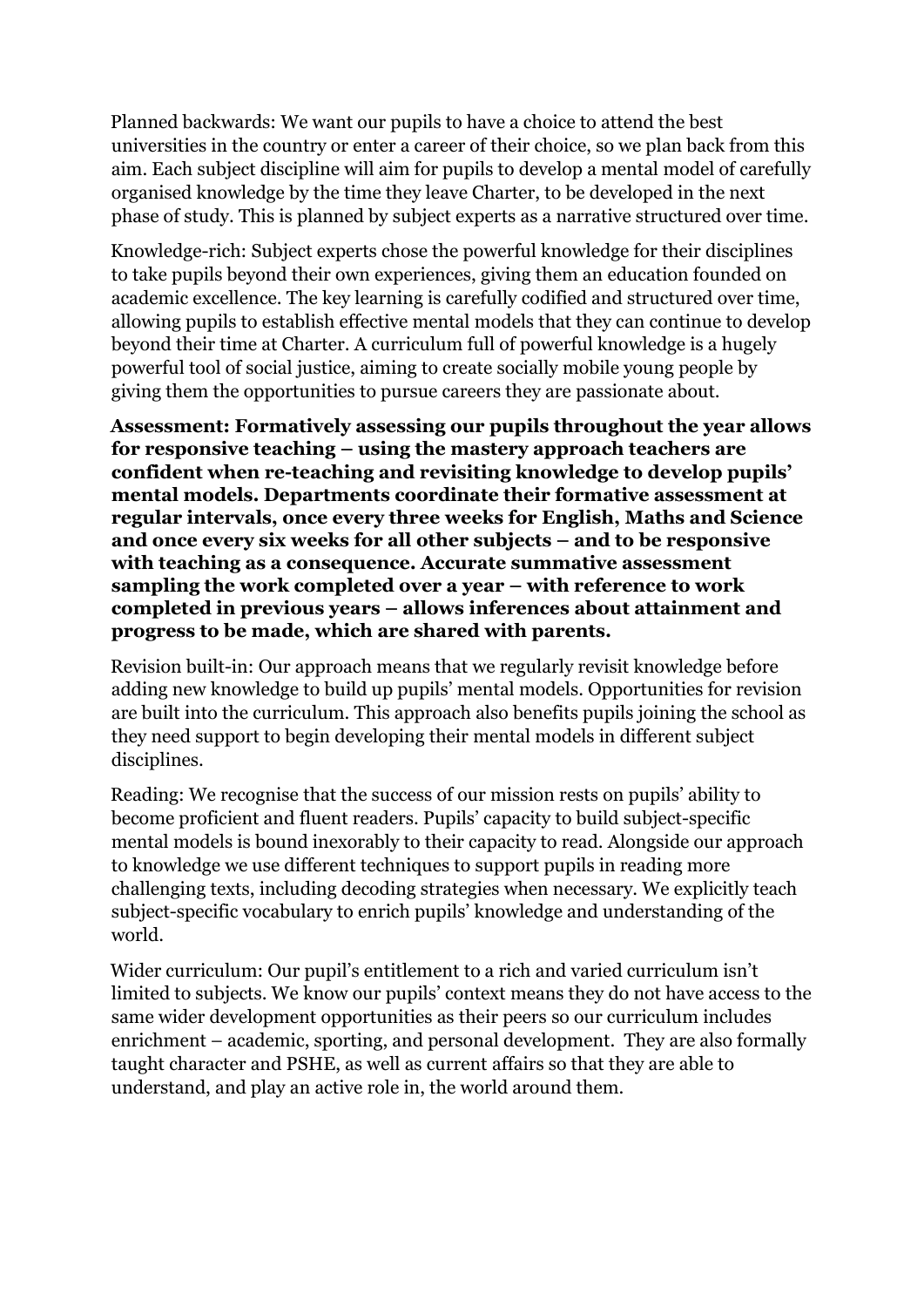Planned backwards: We want our pupils to have a choice to attend the best universities in the country or enter a career of their choice, so we plan back from this aim. Each subject discipline will aim for pupils to develop a mental model of carefully organised knowledge by the time they leave Charter, to be developed in the next phase of study. This is planned by subject experts as a narrative structured over time.

Knowledge-rich: Subject experts chose the powerful knowledge for their disciplines to take pupils beyond their own experiences, giving them an education founded on academic excellence. The key learning is carefully codified and structured over time, allowing pupils to establish effective mental models that they can continue to develop beyond their time at Charter. A curriculum full of powerful knowledge is a hugely powerful tool of social justice, aiming to create socially mobile young people by giving them the opportunities to pursue careers they are passionate about.

**Assessment: Formatively assessing our pupils throughout the year allows for responsive teaching – using the mastery approach teachers are confident when re-teaching and revisiting knowledge to develop pupils' mental models. Departments coordinate their formative assessment at regular intervals, once every three weeks for English, Maths and Science and once every six weeks for all other subjects – and to be responsive with teaching as a consequence. Accurate summative assessment sampling the work completed over a year – with reference to work completed in previous years – allows inferences about attainment and progress to be made, which are shared with parents.**

Revision built-in: Our approach means that we regularly revisit knowledge before adding new knowledge to build up pupils' mental models. Opportunities for revision are built into the curriculum. This approach also benefits pupils joining the school as they need support to begin developing their mental models in different subject disciplines.

Reading: We recognise that the success of our mission rests on pupils' ability to become proficient and fluent readers. Pupils' capacity to build subject-specific mental models is bound inexorably to their capacity to read. Alongside our approach to knowledge we use different techniques to support pupils in reading more challenging texts, including decoding strategies when necessary. We explicitly teach subject-specific vocabulary to enrich pupils' knowledge and understanding of the world.

Wider curriculum: Our pupil's entitlement to a rich and varied curriculum isn't limited to subjects. We know our pupils' context means they do not have access to the same wider development opportunities as their peers so our curriculum includes enrichment – academic, sporting, and personal development. They are also formally taught character and PSHE, as well as current affairs so that they are able to understand, and play an active role in, the world around them.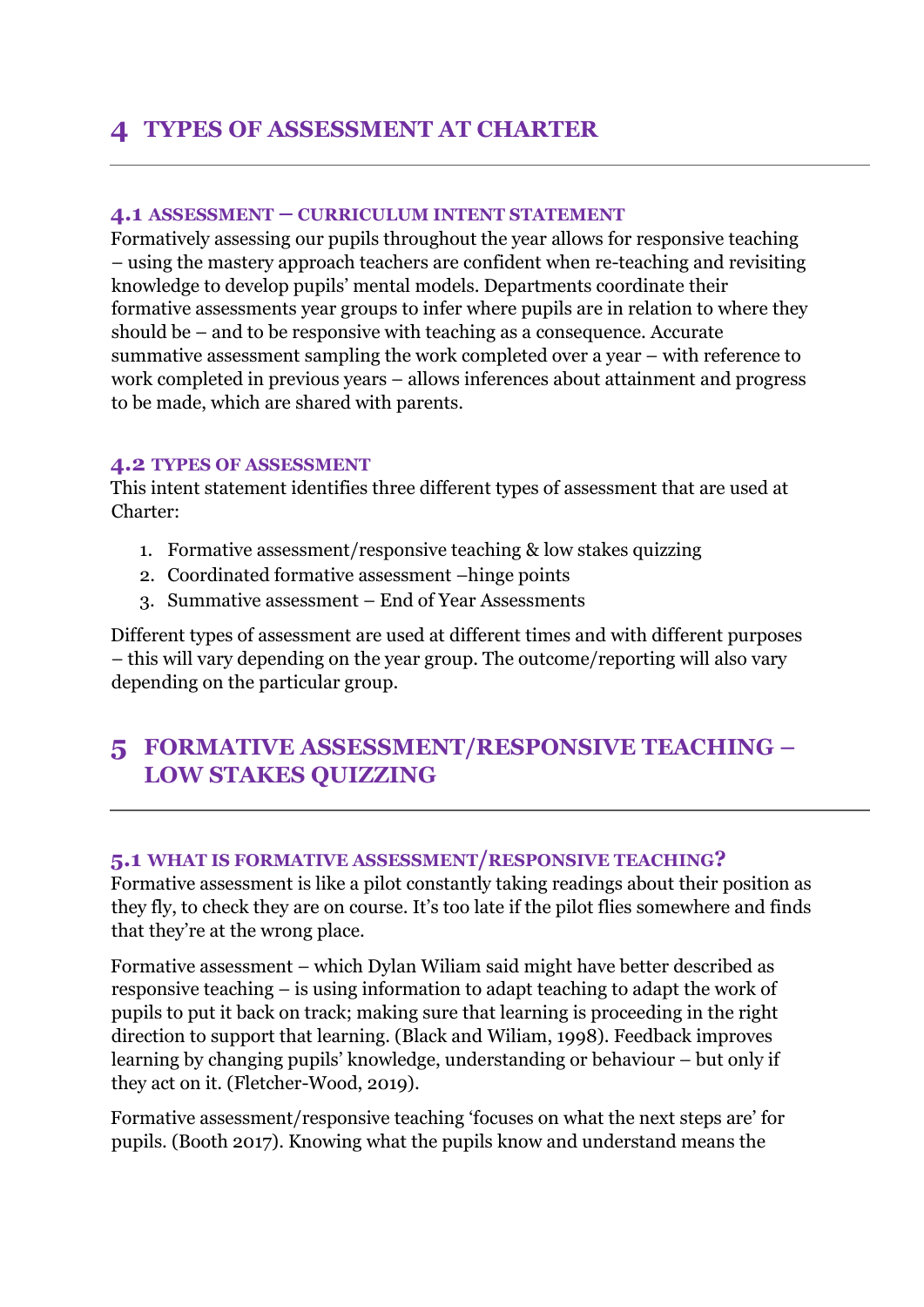# 4 TYPES OF ASSESSMENT AT CHARTER

### 4.1 ASSESSMENT – CURRICULUM INTENT STATEMENT

Formatively assessing our pupils throughout the year allows for responsive teaching – using the mastery approach teachers are confident when re-teaching and revisiting knowledge to develop pupils' mental models. Departments coordinate their formative assessments year groups to infer where pupils are in relation to where they should be – and to be responsive with teaching as a consequence. Accurate summative assessment sampling the work completed over a year – with reference to work completed in previous years – allows inferences about attainment and progress to be made, which are shared with parents.

### 4.2 TYPES OF ASSESSMENT

This intent statement identifies three different types of assessment that are used at Charter:

1. Formative assessment/responsive teaching & low stakes quizzing
2. Coordinated formative assessment –hinge points
3. Summative assessment – End of Year Assessments

Different types of assessment are used at different times and with different purposes – this will vary depending on the year group. The outcome/reporting will also vary depending on the particular group.

# 5 FORMATIVE ASSESSMENT/RESPONSIVE TEACHING – LOW STAKES QUIZZING

### 5.1 WHAT IS FORMATIVE ASSESSMENT/RESPONSIVE TEACHING?

Formative assessment is like a pilot constantly taking readings about their position as they fly, to check they are on course. It's too late if the pilot flies somewhere and finds that they're at the wrong place.

Formative assessment – which Dylan Wiliam said might have better described as responsive teaching – is using information to adapt teaching to adapt the work of pupils to put it back on track; making sure that learning is proceeding in the right direction to support that learning. (Black and Wiliam, 1998). Feedback improves learning by changing pupils' knowledge, understanding or behaviour – but only if they act on it. (Fletcher-Wood, 2019).

Formative assessment/responsive teaching 'focuses on what the next steps are' for pupils. (Booth 2017). Knowing what the pupils know and understand means the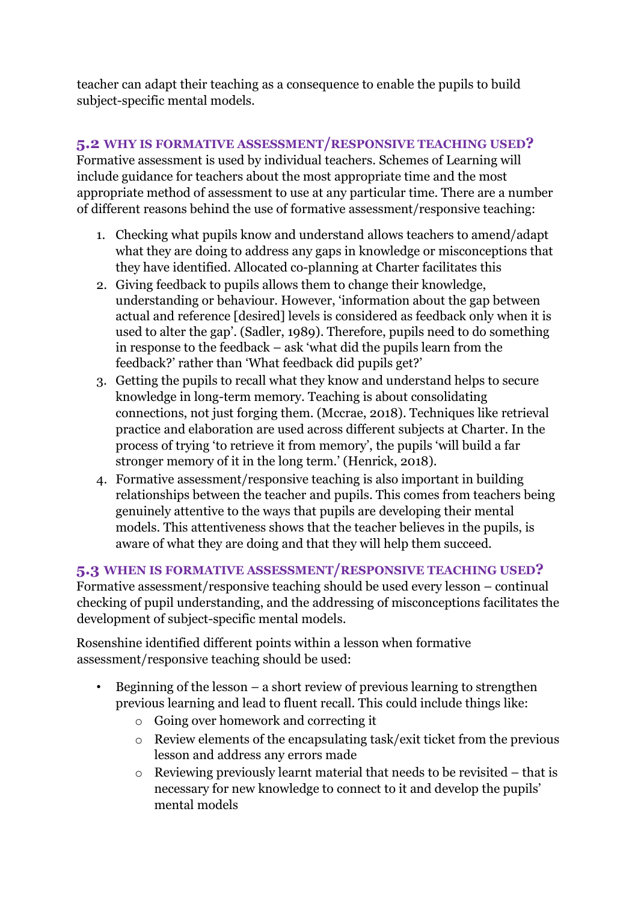teacher can adapt their teaching as a consequence to enable the pupils to build subject-specific mental models.

### 5.2 WHY IS FORMATIVE ASSESSMENT/RESPONSIVE TEACHING USED?

Formative assessment is used by individual teachers. Schemes of Learning will include guidance for teachers about the most appropriate time and the most appropriate method of assessment to use at any particular time. There are a number of different reasons behind the use of formative assessment/responsive teaching:

1. Checking what pupils know and understand allows teachers to amend/adapt what they are doing to address any gaps in knowledge or misconceptions that they have identified. Allocated co-planning at Charter facilitates this
2. Giving feedback to pupils allows them to change their knowledge, understanding or behaviour. However, 'information about the gap between actual and reference [desired] levels is considered as feedback only when it is used to alter the gap'. (Sadler, 1989). Therefore, pupils need to do something in response to the feedback – ask 'what did the pupils learn from the feedback?' rather than 'What feedback did pupils get?'
3. Getting the pupils to recall what they know and understand helps to secure knowledge in long-term memory. Teaching is about consolidating connections, not just forging them. (Mccrae, 2018). Techniques like retrieval practice and elaboration are used across different subjects at Charter. In the process of trying 'to retrieve it from memory', the pupils 'will build a far stronger memory of it in the long term.' (Henrick, 2018).
4. Formative assessment/responsive teaching is also important in building relationships between the teacher and pupils. This comes from teachers being genuinely attentive to the ways that pupils are developing their mental models. This attentiveness shows that the teacher believes in the pupils, is aware of what they are doing and that they will help them succeed.

### 5.3 WHEN IS FORMATIVE ASSESSMENT/RESPONSIVE TEACHING USED?

Formative assessment/responsive teaching should be used every lesson – continual checking of pupil understanding, and the addressing of misconceptions facilitates the development of subject-specific mental models.

Rosenshine identified different points within a lesson when formative assessment/responsive teaching should be used:

- Beginning of the lesson – a short review of previous learning to strengthen previous learning and lead to fluent recall. This could include things like:
  - Going over homework and correcting it
  - Review elements of the encapsulating task/exit ticket from the previous lesson and address any errors made
  - Reviewing previously learnt material that needs to be revisited – that is necessary for new knowledge to connect to it and develop the pupils' mental models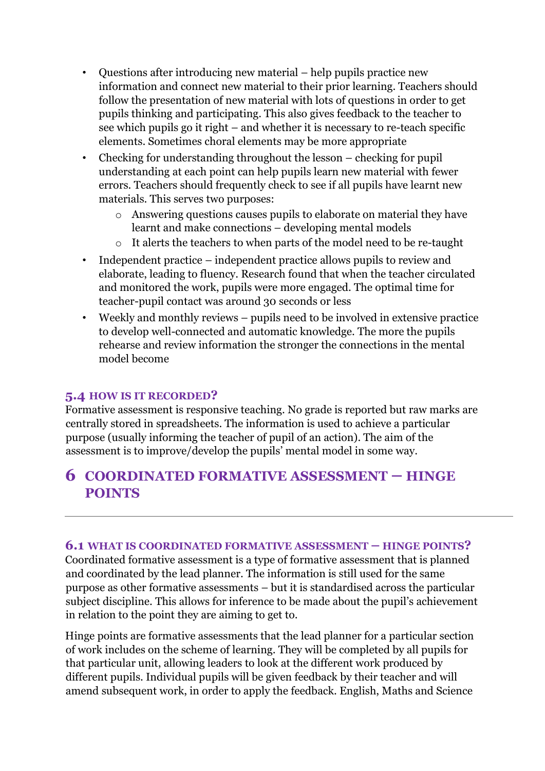- Questions after introducing new material – help pupils practice new information and connect new material to their prior learning. Teachers should follow the presentation of new material with lots of questions in order to get pupils thinking and participating. This also gives feedback to the teacher to see which pupils go it right – and whether it is necessary to re-teach specific elements. Sometimes choral elements may be more appropriate
- Checking for understanding throughout the lesson – checking for pupil understanding at each point can help pupils learn new material with fewer errors. Teachers should frequently check to see if all pupils have learnt new materials. This serves two purposes:
    - Answering questions causes pupils to elaborate on material they have learnt and make connections – developing mental models
    - It alerts the teachers to when parts of the model need to be re-taught
- Independent practice – independent practice allows pupils to review and elaborate, leading to fluency. Research found that when the teacher circulated and monitored the work, pupils were more engaged. The optimal time for teacher-pupil contact was around 30 seconds or less
- Weekly and monthly reviews – pupils need to be involved in extensive practice to develop well-connected and automatic knowledge. The more the pupils rehearse and review information the stronger the connections in the mental model become

### 5.4 HOW IS IT RECORDED?

Formative assessment is responsive teaching. No grade is reported but raw marks are centrally stored in spreadsheets. The information is used to achieve a particular purpose (usually informing the teacher of pupil of an action). The aim of the assessment is to improve/develop the pupils' mental model in some way.

# 6 COORDINATED FORMATIVE ASSESSMENT – HINGE POINTS

### 6.1 WHAT IS COORDINATED FORMATIVE ASSESSMENT – HINGE POINTS?

Coordinated formative assessment is a type of formative assessment that is planned and coordinated by the lead planner. The information is still used for the same purpose as other formative assessments – but it is standardised across the particular subject discipline. This allows for inference to be made about the pupil's achievement in relation to the point they are aiming to get to.

Hinge points are formative assessments that the lead planner for a particular section of work includes on the scheme of learning. They will be completed by all pupils for that particular unit, allowing leaders to look at the different work produced by different pupils. Individual pupils will be given feedback by their teacher and will amend subsequent work, in order to apply the feedback. English, Maths and Science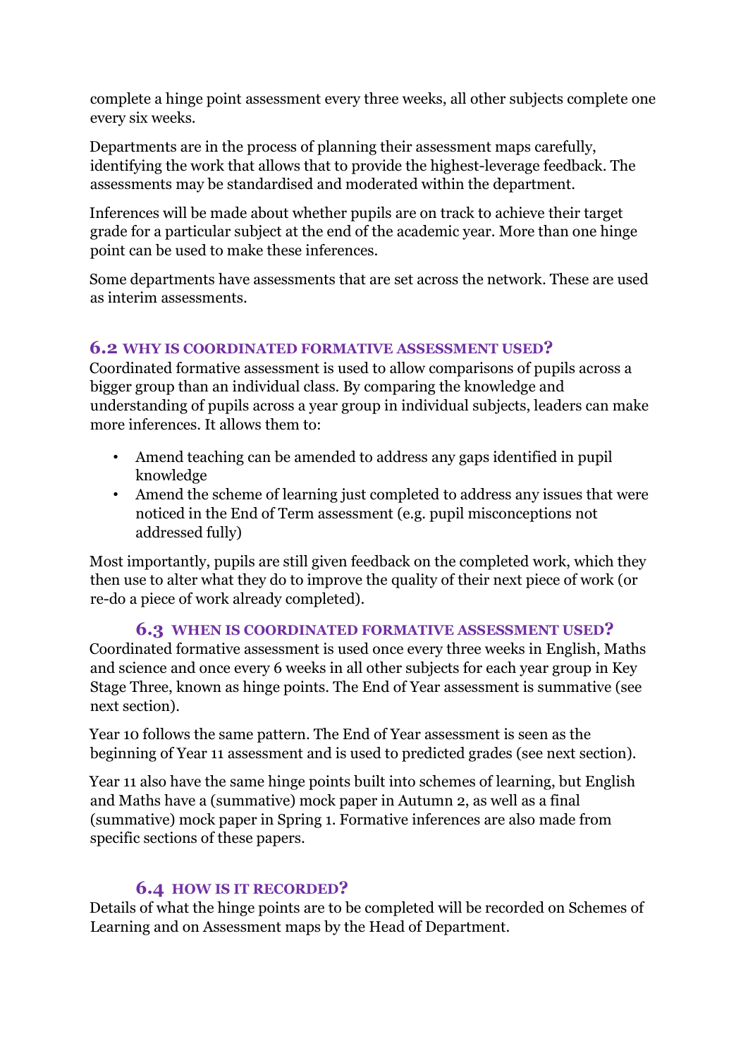complete a hinge point assessment every three weeks, all other subjects complete one every six weeks.

Departments are in the process of planning their assessment maps carefully, identifying the work that allows that to provide the highest-leverage feedback. The assessments may be standardised and moderated within the department.

Inferences will be made about whether pupils are on track to achieve their target grade for a particular subject at the end of the academic year. More than one hinge point can be used to make these inferences.

Some departments have assessments that are set across the network. These are used as interim assessments.

### 6.2 WHY IS COORDINATED FORMATIVE ASSESSMENT USED?

Coordinated formative assessment is used to allow comparisons of pupils across a bigger group than an individual class. By comparing the knowledge and understanding of pupils across a year group in individual subjects, leaders can make more inferences. It allows them to:

- Amend teaching can be amended to address any gaps identified in pupil knowledge
- Amend the scheme of learning just completed to address any issues that were noticed in the End of Term assessment (e.g. pupil misconceptions not addressed fully)

Most importantly, pupils are still given feedback on the completed work, which they then use to alter what they do to improve the quality of their next piece of work (or re-do a piece of work already completed).

### 6.3 WHEN IS COORDINATED FORMATIVE ASSESSMENT USED?

Coordinated formative assessment is used once every three weeks in English, Maths and science and once every 6 weeks in all other subjects for each year group in Key Stage Three, known as hinge points. The End of Year assessment is summative (see next section).

Year 10 follows the same pattern. The End of Year assessment is seen as the beginning of Year 11 assessment and is used to predicted grades (see next section).

Year 11 also have the same hinge points built into schemes of learning, but English and Maths have a (summative) mock paper in Autumn 2, as well as a final (summative) mock paper in Spring 1. Formative inferences are also made from specific sections of these papers.

### 6.4 HOW IS IT RECORDED?

Details of what the hinge points are to be completed will be recorded on Schemes of Learning and on Assessment maps by the Head of Department.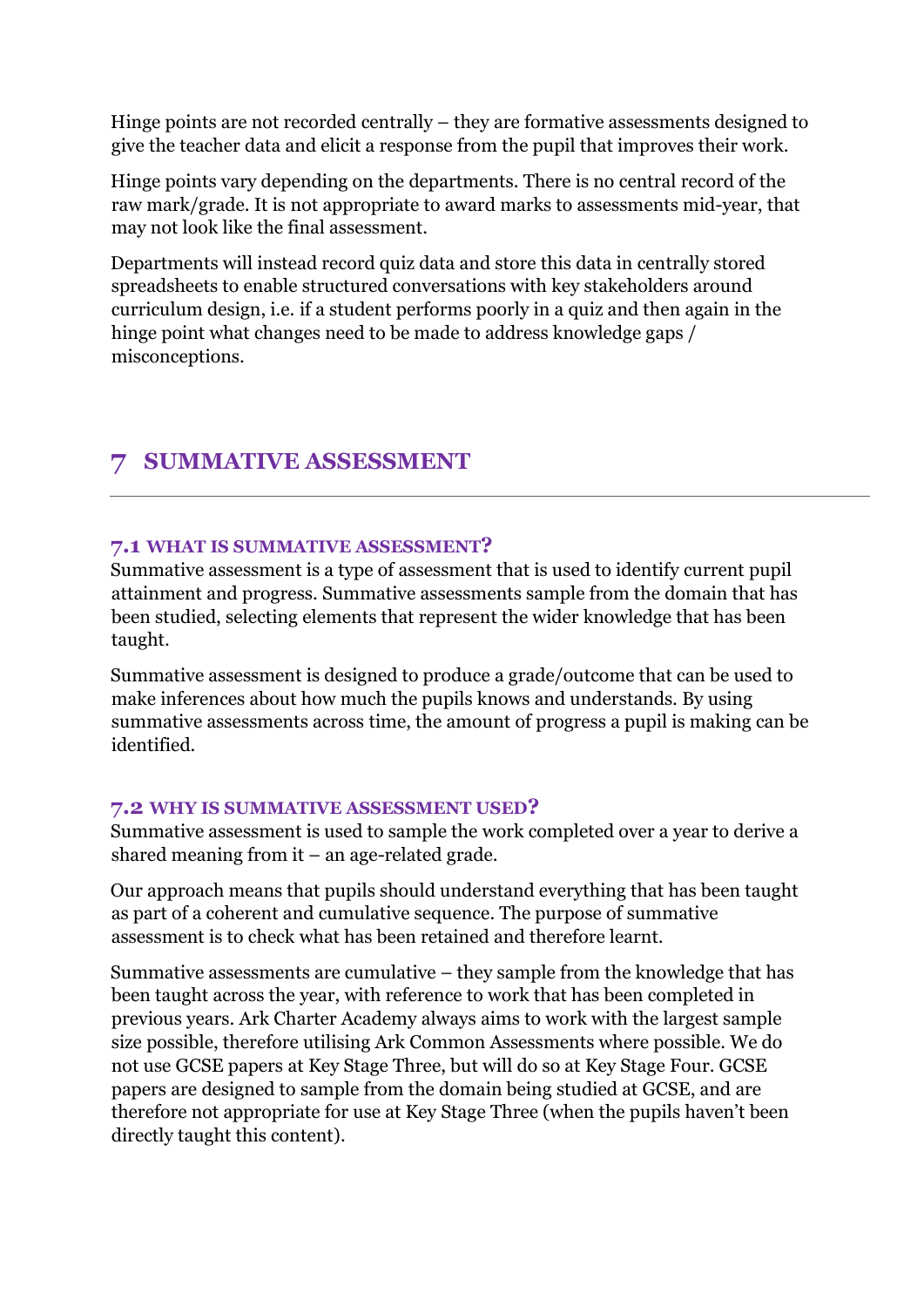Hinge points are not recorded centrally – they are formative assessments designed to give the teacher data and elicit a response from the pupil that improves their work.

Hinge points vary depending on the departments. There is no central record of the raw mark/grade. It is not appropriate to award marks to assessments mid-year, that may not look like the final assessment.

Departments will instead record quiz data and store this data in centrally stored spreadsheets to enable structured conversations with key stakeholders around curriculum design, i.e. if a student performs poorly in a quiz and then again in the hinge point what changes need to be made to address knowledge gaps / misconceptions.

# 7 SUMMATIVE ASSESSMENT

### 7.1 WHAT IS SUMMATIVE ASSESSMENT?

Summative assessment is a type of assessment that is used to identify current pupil attainment and progress. Summative assessments sample from the domain that has been studied, selecting elements that represent the wider knowledge that has been taught.

Summative assessment is designed to produce a grade/outcome that can be used to make inferences about how much the pupils knows and understands. By using summative assessments across time, the amount of progress a pupil is making can be identified.

### 7.2 WHY IS SUMMATIVE ASSESSMENT USED?

Summative assessment is used to sample the work completed over a year to derive a shared meaning from it – an age-related grade.

Our approach means that pupils should understand everything that has been taught as part of a coherent and cumulative sequence. The purpose of summative assessment is to check what has been retained and therefore learnt.

Summative assessments are cumulative – they sample from the knowledge that has been taught across the year, with reference to work that has been completed in previous years. Ark Charter Academy always aims to work with the largest sample size possible, therefore utilising Ark Common Assessments where possible. We do not use GCSE papers at Key Stage Three, but will do so at Key Stage Four. GCSE papers are designed to sample from the domain being studied at GCSE, and are therefore not appropriate for use at Key Stage Three (when the pupils haven't been directly taught this content).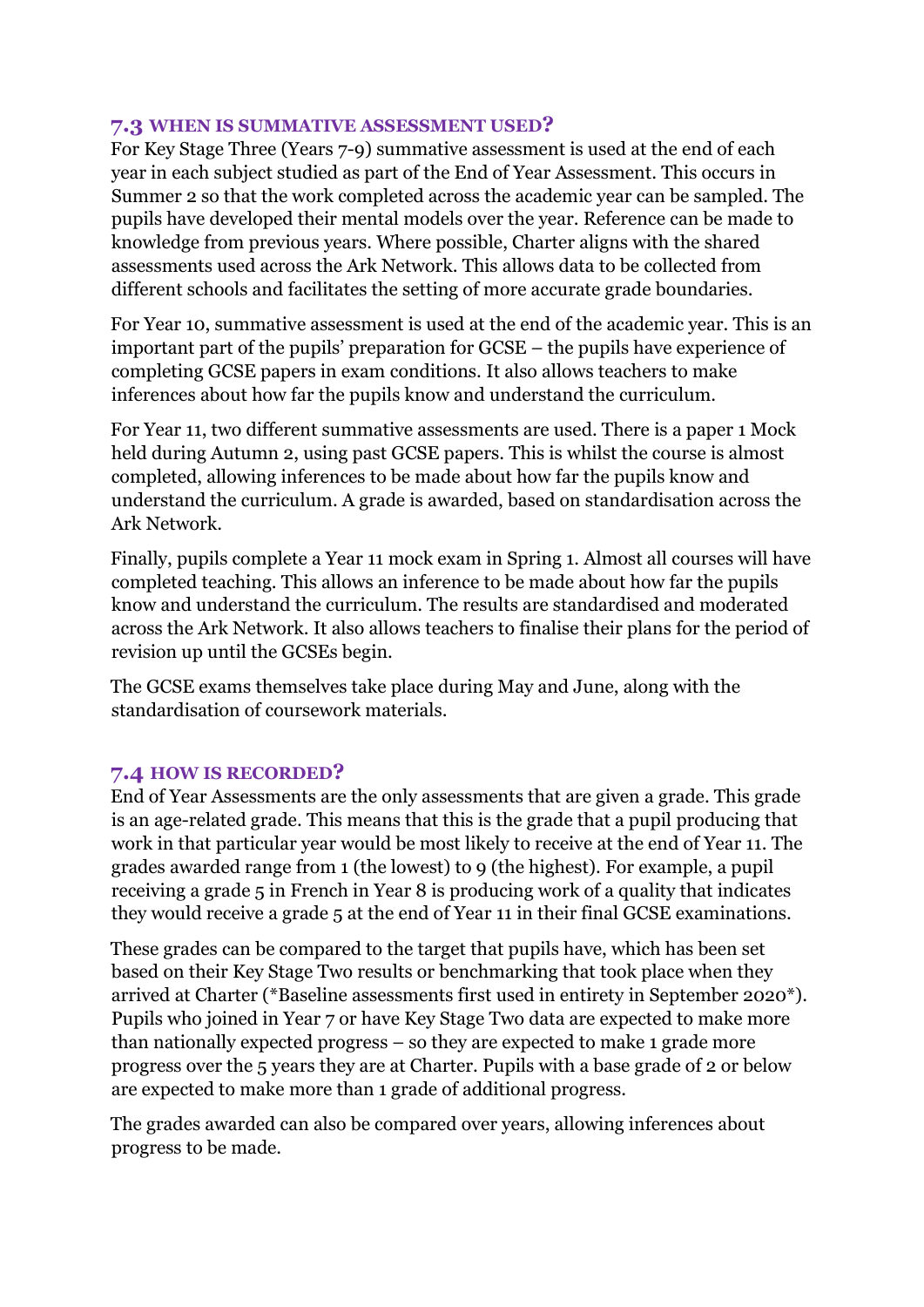### 7.3 WHEN IS SUMMATIVE ASSESSMENT USED?

For Key Stage Three (Years 7-9) summative assessment is used at the end of each year in each subject studied as part of the End of Year Assessment. This occurs in Summer 2 so that the work completed across the academic year can be sampled. The pupils have developed their mental models over the year. Reference can be made to knowledge from previous years. Where possible, Charter aligns with the shared assessments used across the Ark Network. This allows data to be collected from different schools and facilitates the setting of more accurate grade boundaries.

For Year 10, summative assessment is used at the end of the academic year. This is an important part of the pupils' preparation for GCSE – the pupils have experience of completing GCSE papers in exam conditions. It also allows teachers to make inferences about how far the pupils know and understand the curriculum.

For Year 11, two different summative assessments are used. There is a paper 1 Mock held during Autumn 2, using past GCSE papers. This is whilst the course is almost completed, allowing inferences to be made about how far the pupils know and understand the curriculum. A grade is awarded, based on standardisation across the Ark Network.

Finally, pupils complete a Year 11 mock exam in Spring 1. Almost all courses will have completed teaching. This allows an inference to be made about how far the pupils know and understand the curriculum. The results are standardised and moderated across the Ark Network. It also allows teachers to finalise their plans for the period of revision up until the GCSEs begin.

The GCSE exams themselves take place during May and June, along with the standardisation of coursework materials.

### 7.4 HOW IS RECORDED?

End of Year Assessments are the only assessments that are given a grade. This grade is an age-related grade. This means that this is the grade that a pupil producing that work in that particular year would be most likely to receive at the end of Year 11. The grades awarded range from 1 (the lowest) to 9 (the highest). For example, a pupil receiving a grade 5 in French in Year 8 is producing work of a quality that indicates they would receive a grade 5 at the end of Year 11 in their final GCSE examinations.

These grades can be compared to the target that pupils have, which has been set based on their Key Stage Two results or benchmarking that took place when they arrived at Charter (*Baseline assessments first used in entirety in September 2020*). Pupils who joined in Year 7 or have Key Stage Two data are expected to make more than nationally expected progress – so they are expected to make 1 grade more progress over the 5 years they are at Charter. Pupils with a base grade of 2 or below are expected to make more than 1 grade of additional progress.

The grades awarded can also be compared over years, allowing inferences about progress to be made.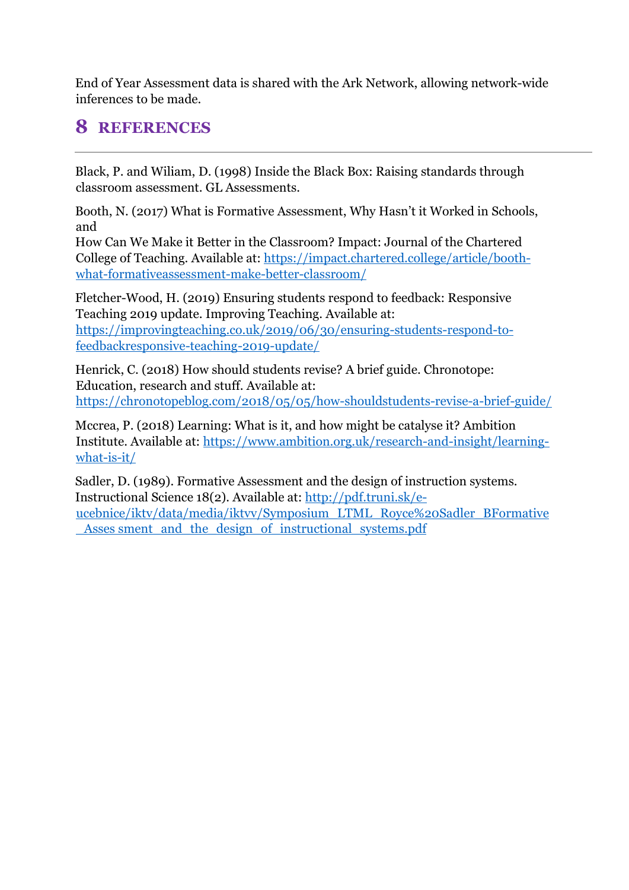End of Year Assessment data is shared with the Ark Network, allowing network-wide inferences to be made.

# 8 REFERENCES

Black, P. and Wiliam, D. (1998) Inside the Black Box: Raising standards through classroom assessment. GL Assessments.

Booth, N. (2017) What is Formative Assessment, Why Hasn't it Worked in Schools, and
How Can We Make it Better in the Classroom? Impact: Journal of the Chartered College of Teaching. Available at: https://impact.chartered.college/article/booth-what-formativeassessment-make-better-classroom/

Fletcher-Wood, H. (2019) Ensuring students respond to feedback: Responsive Teaching 2019 update. Improving Teaching. Available at: https://improvingteaching.co.uk/2019/06/30/ensuring-students-respond-to-feedbackresponsive-teaching-2019-update/

Henrick, C. (2018) How should students revise? A brief guide. Chronotope: Education, research and stuff. Available at: https://chronotopeblog.com/2018/05/05/how-shouldstudents-revise-a-brief-guide/

Mccrea, P. (2018) Learning: What is it, and how might be catalyse it? Ambition Institute. Available at: https://www.ambition.org.uk/research-and-insight/learning-what-is-it/

Sadler, D. (1989). Formative Assessment and the design of instruction systems. Instructional Science 18(2). Available at: http://pdf.truni.sk/e-ucebnice/iktv/data/media/iktvv/Symposium_LTML_Royce%20Sadler_BFormative_Asses sment_and_the_design_of_instructional_systems.pdf